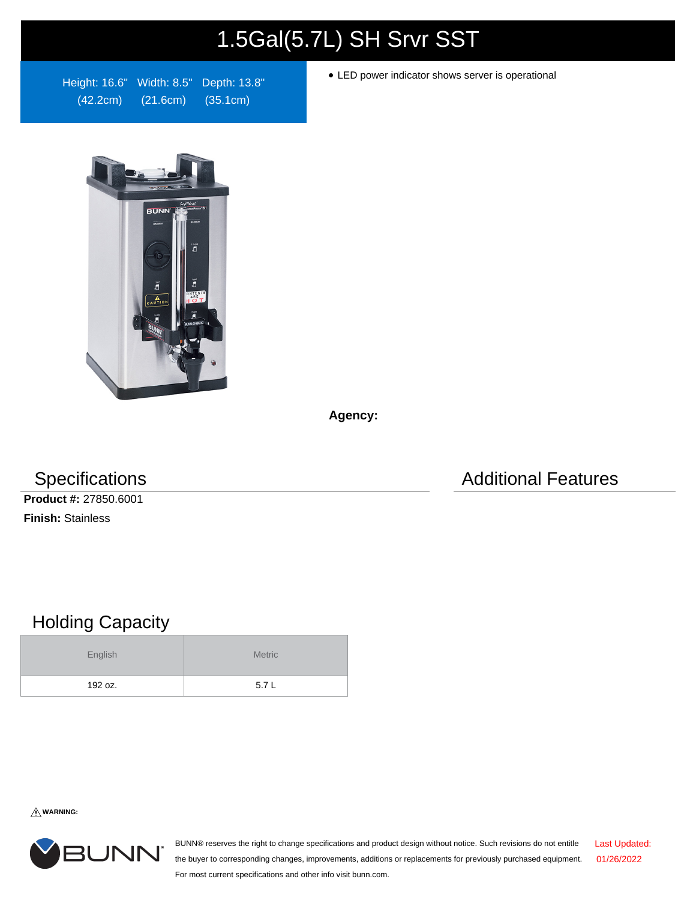# 1.5Gal(5.7L) SH Srvr SST

Height: 16.6" (42.2cm) Width: 8.5" (21.6cm) Depth: 13.8" (35.1cm)

- LED power indicator shows server is operational

**Agency:**

## Specifications

**Product #:** 27850.6001

**Finish:** Stainless

## Additional Features

## Holding Capacity

| English | Metric |
| --- | --- |
| 192 oz. | 5.7 L |

⚠ **WARNING:**

BUNN® reserves the right to change specifications and product design without notice. Such revisions do not entitle the buyer to corresponding changes, improvements, additions or replacements for previously purchased equipment. For most current specifications and other info visit bunn.com.

Last Updated: 01/26/2022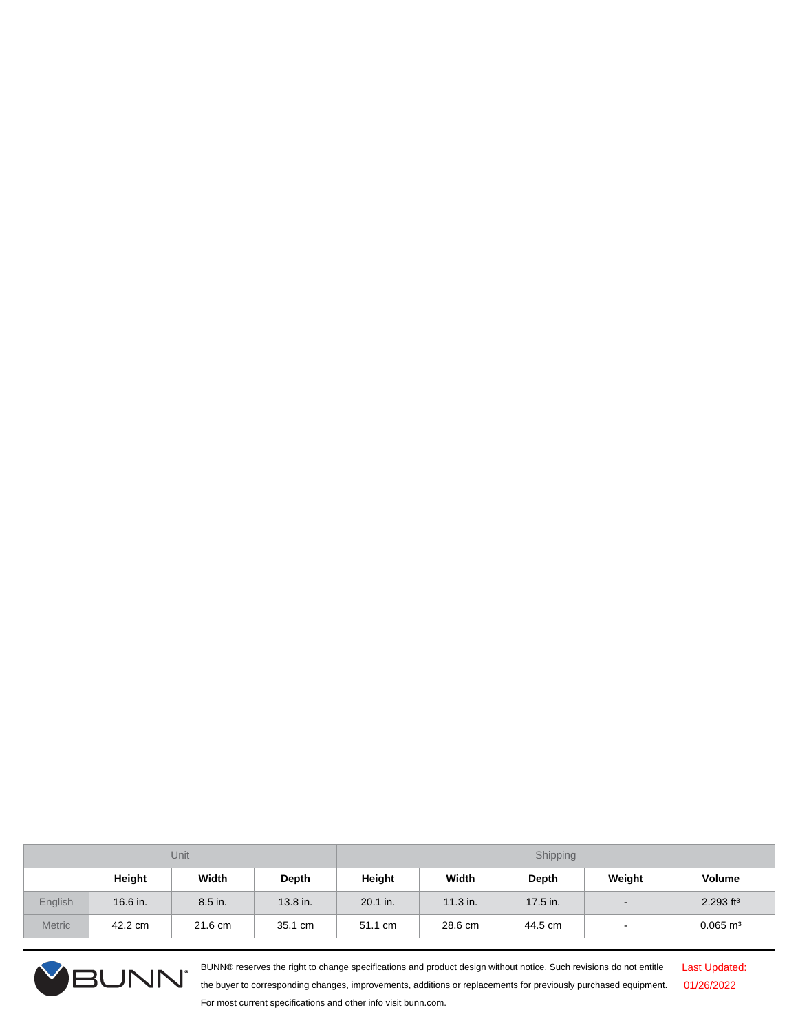| | Unit | | | Shipping | | | | |
|---|---|---|---|---|---|---|---|---|
| | **Height** | **Width** | **Depth** | **Height** | **Width** | **Depth** | **Weight** | **Volume** |
| English | 16.6 in. | 8.5 in. | 13.8 in. | 20.1 in. | 11.3 in. | 17.5 in. | - | 2.293 $ft^3$ |
| Metric | 42.2 cm | 21.6 cm | 35.1 cm | 51.1 cm | 28.6 cm | 44.5 cm | - | 0.065 $m^3$ |

BUNN® reserves the right to change specifications and product design without notice. Such revisions do not entitle the buyer to corresponding changes, improvements, additions or replacements for previously purchased equipment. For most current specifications and other info visit bunn.com.

Last Updated: 01/26/2022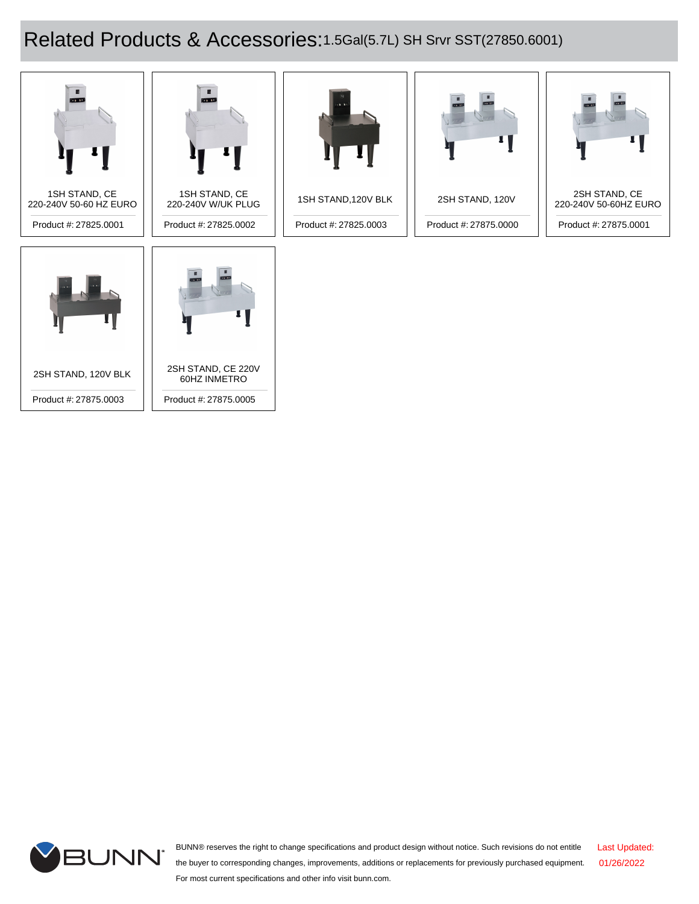# Related Products & Accessories: 1.5Gal(5.7L) SH Srvr SST(27850.6001)

1SH STAND, CE 220-240V 50-60 HZ EURO

Product #: 27825.0001

1SH STAND, CE 220-240V W/UK PLUG

Product #: 27825.0002

1SH STAND,120V BLK

Product #: 27825.0003

2SH STAND, 120V

Product #: 27875.0000

2SH STAND, CE 220-240V 50-60HZ EURO

Product #: 27875.0001

2SH STAND, 120V BLK

Product #: 27875.0003

2SH STAND, CE 220V 60HZ INMETRO

Product #: 27875.0005

BUNN® reserves the right to change specifications and product design without notice. Such revisions do not entitle the buyer to corresponding changes, improvements, additions or replacements for previously purchased equipment. For most current specifications and other info visit bunn.com.

Last Updated: 01/26/2022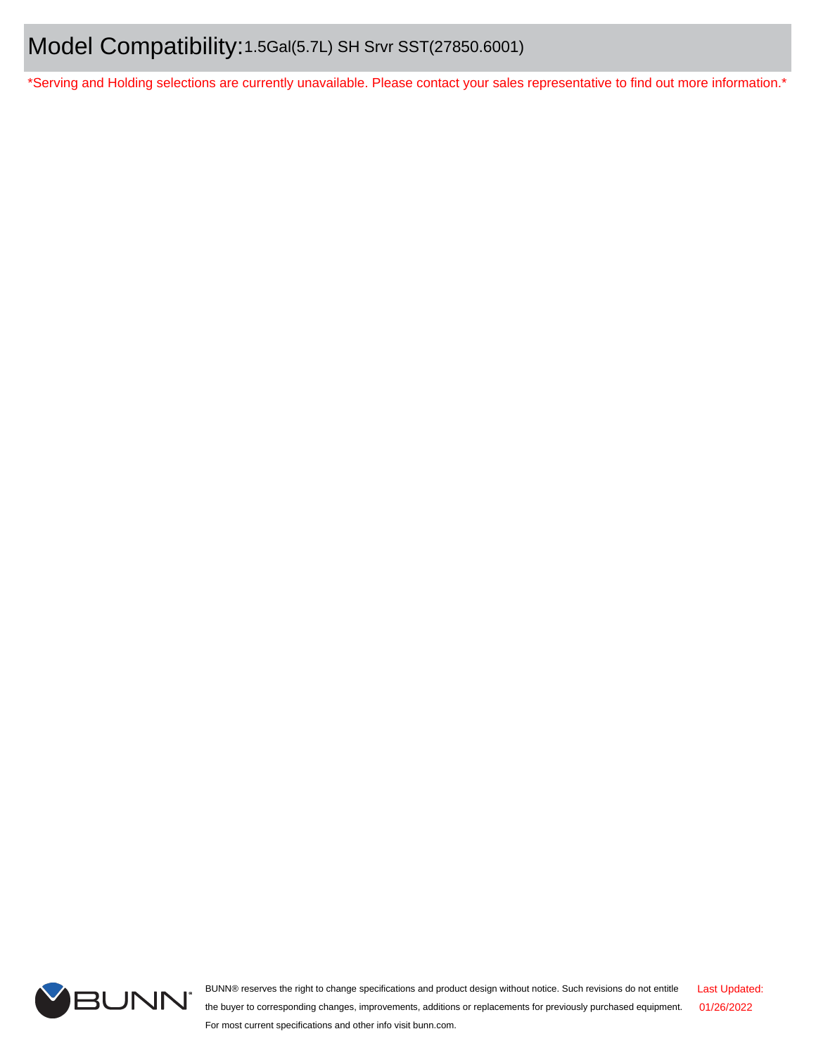# Model Compatibility: 1.5Gal(5.7L) SH Srvr SST(27850.6001)

*Serving and Holding selections are currently unavailable. Please contact your sales representative to find out more information.*

BUNN® reserves the right to change specifications and product design without notice. Such revisions do not entitle the buyer to corresponding changes, improvements, additions or replacements for previously purchased equipment. For most current specifications and other info visit bunn.com.

Last Updated: 01/26/2022